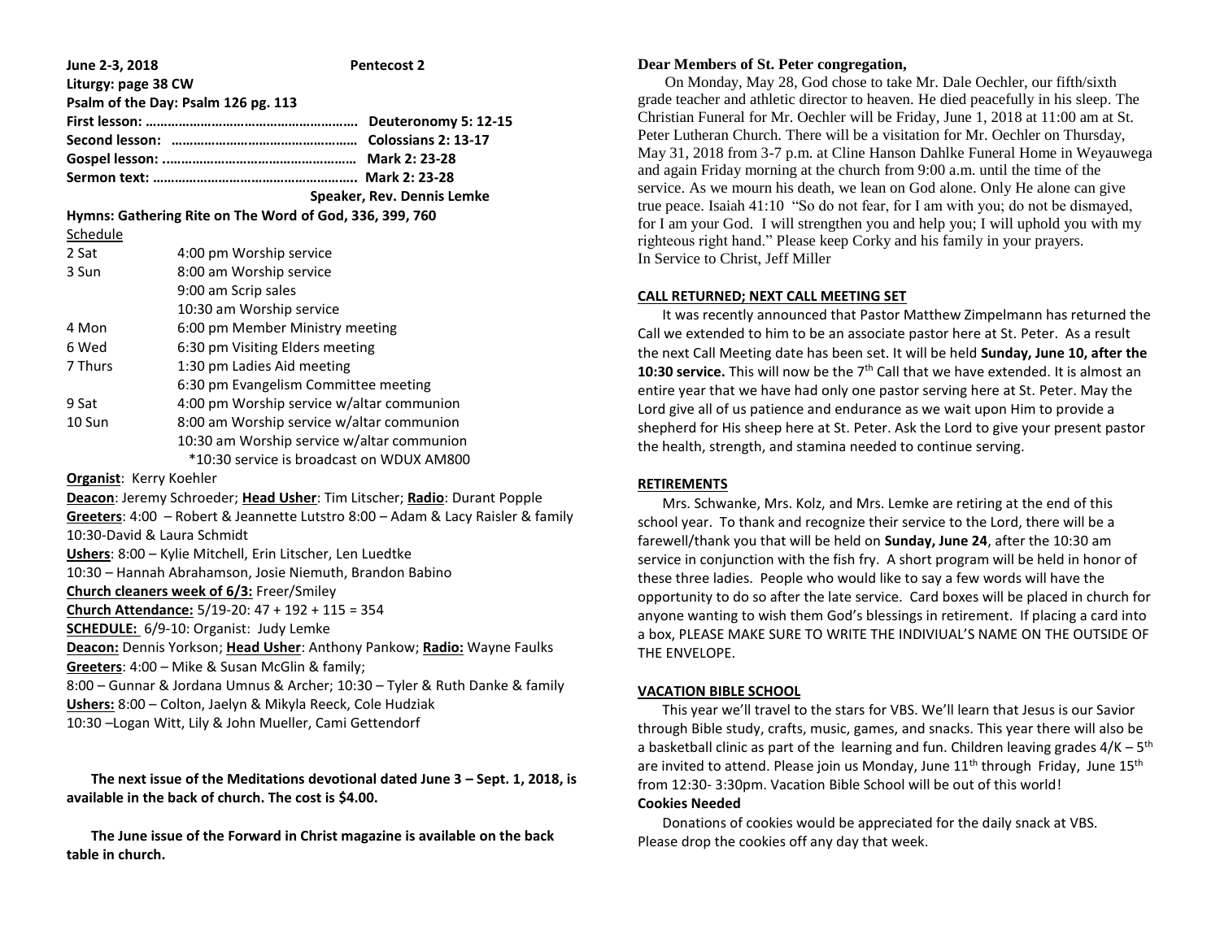**June 2-3, 2018** **Pentecost 2**

**Liturgy: page 38 CW**

**Psalm of the Day: Psalm 126 pg. 113**

**First lesson: ………………………………………………… Deuteronomy 5: 12-15**

**Second lesson: …………………………………………… Colossians 2: 13-17**

**Gospel lesson: ……………………………………………… Mark 2: 23-28**

**Sermon text: ………………………………………………… Mark 2: 23-28**

**Speaker, Rev. Dennis Lemke**

**Hymns: Gathering Rite on The Word of God, 336, 399, 760**

Schedule

| | |
|---|---|
| 2 Sat | 4:00 pm Worship service |
| 3 Sun | 8:00 am Worship service |
| | 9:00 am Scrip sales |
| | 10:30 am Worship service |
| 4 Mon | 6:00 pm Member Ministry meeting |
| 6 Wed | 6:30 pm Visiting Elders meeting |
| 7 Thurs | 1:30 pm Ladies Aid meeting |
| | 6:30 pm Evangelism Committee meeting |
| 9 Sat | 4:00 pm Worship service w/altar communion |
| 10 Sun | 8:00 am Worship service w/altar communion |
| | 10:30 am Worship service w/altar communion |
| | *10:30 service is broadcast on WDUX AM800 |

**Organist**: Kerry Koehler

**Deacon**: Jeremy Schroeder; **Head Usher**: Tim Litscher; **Radio**: Durant Popple

**Greeters**: 4:00 – Robert & Jeannette Lutstro 8:00 – Adam & Lacy Raisler & family 10:30-David & Laura Schmidt

**Ushers**: 8:00 – Kylie Mitchell, Erin Litscher, Len Luedtke

10:30 – Hannah Abrahamson, Josie Niemuth, Brandon Babino

**Church cleaners week of 6/3:** Freer/Smiley

**Church Attendance:** 5/19-20: 47 + 192 + 115 = 354

**SCHEDULE:** 6/9-10: Organist: Judy Lemke

**Deacon:** Dennis Yorkson; **Head Usher**: Anthony Pankow; **Radio:** Wayne Faulks

**Greeters**: 4:00 – Mike & Susan McGlin & family;

8:00 – Gunnar & Jordana Umnus & Archer; 10:30 – Tyler & Ruth Danke & family

**Ushers:** 8:00 – Colton, Jaelyn & Mikyla Reeck, Cole Hudziak

10:30 –Logan Witt, Lily & John Mueller, Cami Gettendorf

**The next issue of the Meditations devotional dated June 3 – Sept. 1, 2018, is available in the back of church. The cost is $4.00.**

**The June issue of the Forward in Christ magazine is available on the back table in church.**

**Dear Members of St. Peter congregation,**

On Monday, May 28, God chose to take Mr. Dale Oechler, our fifth/sixth grade teacher and athletic director to heaven. He died peacefully in his sleep. The Christian Funeral for Mr. Oechler will be Friday, June 1, 2018 at 11:00 am at St. Peter Lutheran Church. There will be a visitation for Mr. Oechler on Thursday, May 31, 2018 from 3-7 p.m. at Cline Hanson Dahlke Funeral Home in Weyauwega and again Friday morning at the church from 9:00 a.m. until the time of the service. As we mourn his death, we lean on God alone. Only He alone can give true peace. Isaiah 41:10 "So do not fear, for I am with you; do not be dismayed, for I am your God. I will strengthen you and help you; I will uphold you with my righteous right hand." Please keep Corky and his family in your prayers.
In Service to Christ, Jeff Miller

**CALL RETURNED; NEXT CALL MEETING SET**

It was recently announced that Pastor Matthew Zimpelmann has returned the Call we extended to him to be an associate pastor here at St. Peter. As a result the next Call Meeting date has been set. It will be held **Sunday, June 10, after the 10:30 service.** This will now be the 7th Call that we have extended. It is almost an entire year that we have had only one pastor serving here at St. Peter. May the Lord give all of us patience and endurance as we wait upon Him to provide a shepherd for His sheep here at St. Peter. Ask the Lord to give your present pastor the health, strength, and stamina needed to continue serving.

**RETIREMENTS**

Mrs. Schwanke, Mrs. Kolz, and Mrs. Lemke are retiring at the end of this school year. To thank and recognize their service to the Lord, there will be a farewell/thank you that will be held on **Sunday, June 24**, after the 10:30 am service in conjunction with the fish fry. A short program will be held in honor of these three ladies. People who would like to say a few words will have the opportunity to do so after the late service. Card boxes will be placed in church for anyone wanting to wish them God's blessings in retirement. If placing a card into a box, PLEASE MAKE SURE TO WRITE THE INDIVIUAL'S NAME ON THE OUTSIDE OF THE ENVELOPE.

**VACATION BIBLE SCHOOL**

This year we'll travel to the stars for VBS. We'll learn that Jesus is our Savior through Bible study, crafts, music, games, and snacks. This year there will also be a basketball clinic as part of the learning and fun. Children leaving grades 4/K – 5th are invited to attend. Please join us Monday, June 11th through Friday, June 15th from 12:30- 3:30pm. Vacation Bible School will be out of this world!

**Cookies Needed**

Donations of cookies would be appreciated for the daily snack at VBS. Please drop the cookies off any day that week.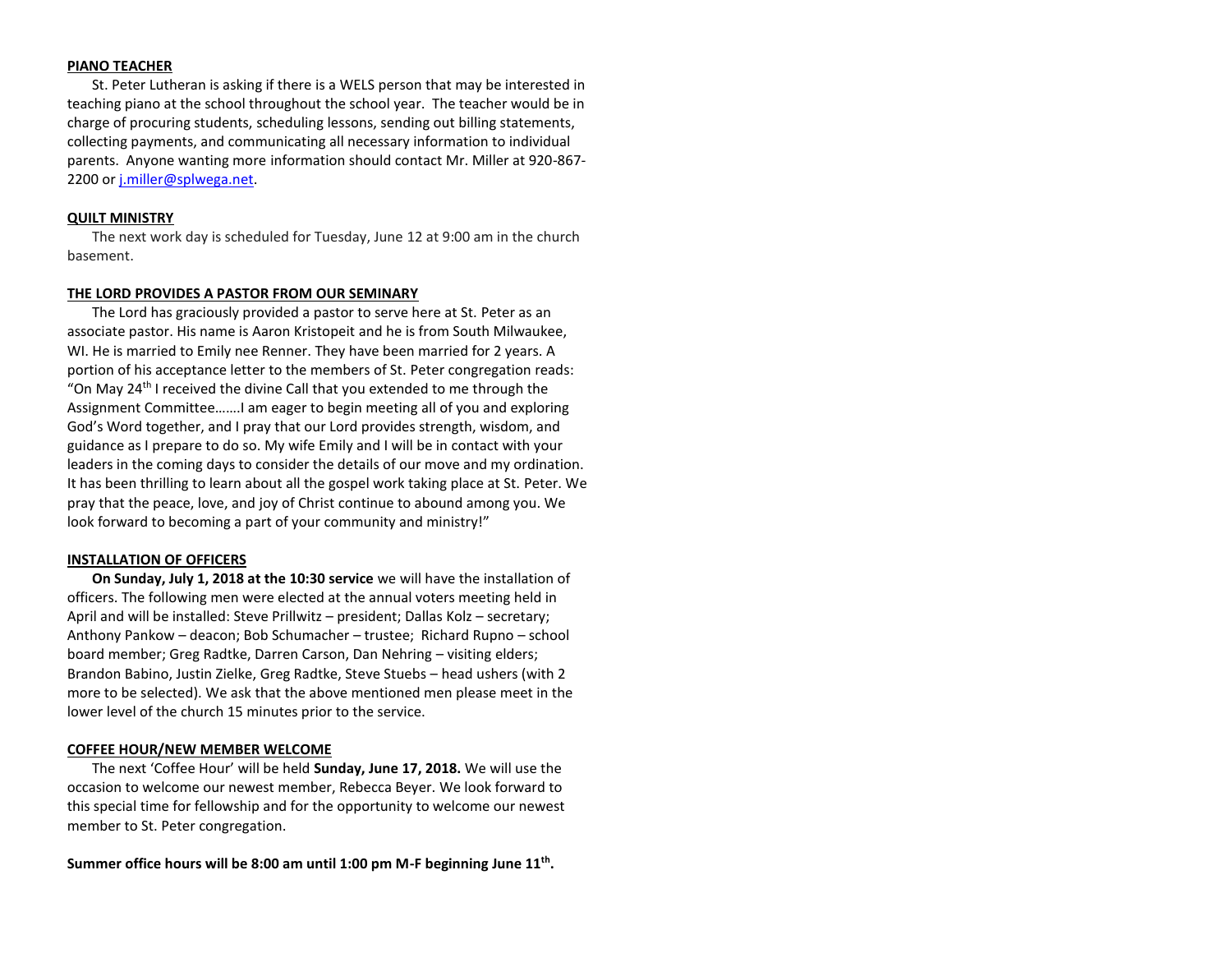**PIANO TEACHER**

St. Peter Lutheran is asking if there is a WELS person that may be interested in teaching piano at the school throughout the school year. The teacher would be in charge of procuring students, scheduling lessons, sending out billing statements, collecting payments, and communicating all necessary information to individual parents. Anyone wanting more information should contact Mr. Miller at 920-867-2200 or j.miller@splwega.net.

**QUILT MINISTRY**

The next work day is scheduled for Tuesday, June 12 at 9:00 am in the church basement.

**THE LORD PROVIDES A PASTOR FROM OUR SEMINARY**

The Lord has graciously provided a pastor to serve here at St. Peter as an associate pastor. His name is Aaron Kristopeit and he is from South Milwaukee, WI. He is married to Emily nee Renner. They have been married for 2 years. A portion of his acceptance letter to the members of St. Peter congregation reads: "On May 24th I received the divine Call that you extended to me through the Assignment Committee…….I am eager to begin meeting all of you and exploring God's Word together, and I pray that our Lord provides strength, wisdom, and guidance as I prepare to do so. My wife Emily and I will be in contact with your leaders in the coming days to consider the details of our move and my ordination. It has been thrilling to learn about all the gospel work taking place at St. Peter. We pray that the peace, love, and joy of Christ continue to abound among you. We look forward to becoming a part of your community and ministry!"

**INSTALLATION OF OFFICERS**

**On Sunday, July 1, 2018 at the 10:30 service** we will have the installation of officers. The following men were elected at the annual voters meeting held in April and will be installed: Steve Prillwitz – president; Dallas Kolz – secretary; Anthony Pankow – deacon; Bob Schumacher – trustee; Richard Rupno – school board member; Greg Radtke, Darren Carson, Dan Nehring – visiting elders; Brandon Babino, Justin Zielke, Greg Radtke, Steve Stuebs – head ushers (with 2 more to be selected). We ask that the above mentioned men please meet in the lower level of the church 15 minutes prior to the service.

**COFFEE HOUR/NEW MEMBER WELCOME**

The next 'Coffee Hour' will be held **Sunday, June 17, 2018.** We will use the occasion to welcome our newest member, Rebecca Beyer. We look forward to this special time for fellowship and for the opportunity to welcome our newest member to St. Peter congregation.

**Summer office hours will be 8:00 am until 1:00 pm M-F beginning June 11th.**